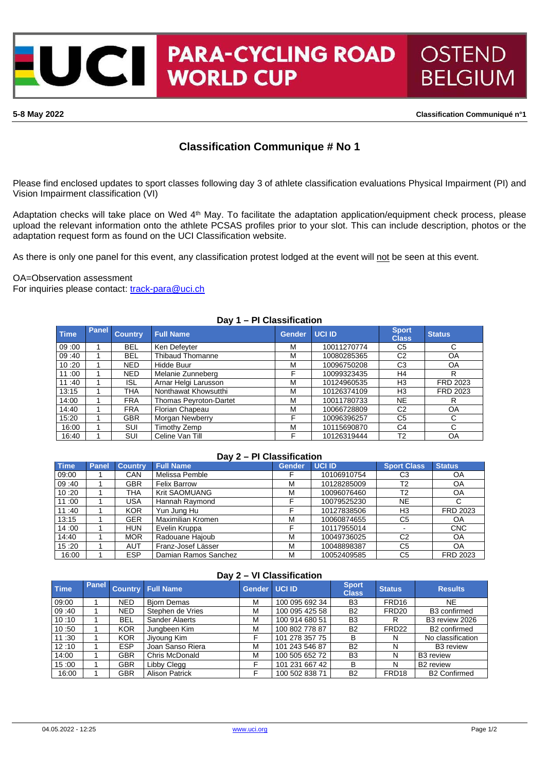# UCI PARA-CYCLING ROAD WORLD CUP OSTEND BELGIUM

**5-8 May 2022** **Classification Communiqué n°1**

## Classification Communique # No 1

Please find enclosed updates to sport classes following day 3 of athlete classification evaluations Physical Impairment (PI) and Vision Impairment classification (VI)

Adaptation checks will take place on Wed 4th May. To facilitate the adaptation application/equipment check process, please upload the relevant information onto the athlete PCSAS profiles prior to your slot. This can include description, photos or the adaptation request form as found on the UCI Classification website.

As there is only one panel for this event, any classification protest lodged at the event will not be seen at this event.

OA=Observation assessment
For inquiries please contact: track-para@uci.ch

### Day 1 – PI Classification

| Time | Panel | Country | Full Name | Gender | UCI ID | Sport Class | Status |
|---|---|---|---|---|---|---|---|
| 09 :00 | 1 | BEL | Ken Defeyter | M | 10011270774 | C5 | C |
| 09 :40 | 1 | BEL | Thibaud Thomanne | M | 10080285365 | C2 | OA |
| 10 :20 | 1 | NED | Hidde Buur | M | 10096750208 | C3 | OA |
| 11 :00 | 1 | NED | Melanie Zunneberg | F | 10099323435 | H4 | R |
| 11 :40 | 1 | ISL | Arnar Helgi Larusson | M | 10124960535 | H3 | FRD 2023 |
| 13:15 | 1 | THA | Nonthawat Khowsutthi | M | 10126374109 | H3 | FRD 2023 |
| 14:00 | 1 | FRA | Thomas Peyroton-Dartet | M | 10011780733 | NE | R |
| 14:40 | 1 | FRA | Florian Chapeau | M | 10066728809 | C2 | OA |
| 15:20 | 1 | GBR | Morgan Newberry | F | 10096396257 | C5 | C |
| 16:00 | 1 | SUI | Timothy Zemp | M | 10115690870 | C4 | C |
| 16:40 | 1 | SUI | Celine Van Till | F | 10126319444 | T2 | OA |

### Day 2 – PI Classification

| Time | Panel | Country | Full Name | Gender | UCI ID | Sport Class | Status |
|---|---|---|---|---|---|---|---|
| 09:00 | 1 | CAN | Melissa Pemble | F | 10106910754 | C3 | OA |
| 09 :40 | 1 | GBR | Felix Barrow | M | 10128285009 | T2 | OA |
| 10 :20 | 1 | THA | Krit SAOMUANG | M | 10096076460 | T2 | OA |
| 11 :00 | 1 | USA | Hannah Raymond | F | 10079525230 | NE | C |
| 11 :40 | 1 | KOR | Yun Jung Hu | F | 10127838506 | H3 | FRD 2023 |
| 13:15 | 1 | GER | Maximilian Kromen | M | 10060874655 | C5 | OA |
| 14 :00 | 1 | HUN | Evelin Kruppa | F | 10117955014 | - | CNC |
| 14:40 | 1 | MOR | Radouane Hajoub | M | 10049736025 | C2 | OA |
| 15 :20 | 1 | AUT | Franz-Josef Lässer | M | 10048898387 | C5 | OA |
| 16:00 | 1 | ESP | Damian Ramos Sanchez | M | 10052409585 | C5 | FRD 2023 |

### Day 2 – VI Classification

| Time | Panel | Country | Full Name | Gender | UCI ID | Sport Class | Status | Results |
|---|---|---|---|---|---|---|---|---|
| 09:00 | 1 | NED | Bjorn Demas | M | 100 095 692 34 | B3 | FRD16 | NE |
| 09 :40 | 1 | NED | Stephen de Vries | M | 100 095 425 58 | B2 | FRD20 | B3 confirmed |
| 10 :10 | 1 | BEL | Sander Alaerts | M | 100 914 680 51 | B3 | R | B3 review 2026 |
| 10 :50 | 1 | KOR | Jungbeen Kim | M | 100 802 778 87 | B2 | FRD22 | B2 confirmed |
| 11 :30 | 1 | KOR | Jiyoung Kim | F | 101 278 357 75 | B | N | No classification |
| 12 :10 | 1 | ESP | Joan Sanso Riera | M | 101 243 546 87 | B2 | N | B3 review |
| 14:00 | 1 | GBR | Chris McDonald | M | 100 505 652 72 | B3 | N | B3 review |
| 15 :00 | 1 | GBR | Libby Clegg | F | 101 231 667 42 | B | N | B2 review |
| 16:00 | 1 | GBR | Alison Patrick | F | 100 502 838 71 | B2 | FRD18 | B2 Confirmed |

04.05.2022 - 12:25 www.uci.org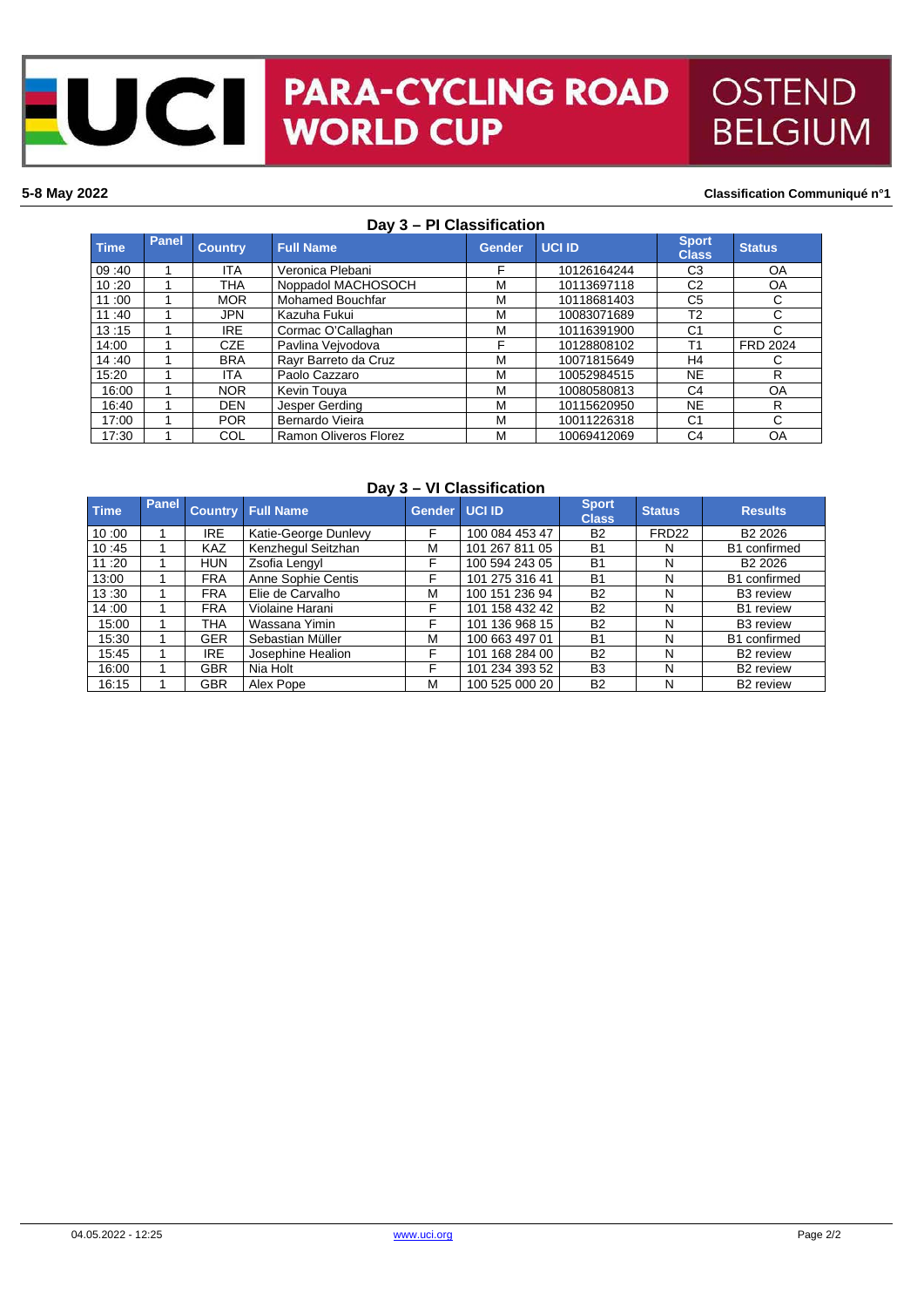# UCI PARA-CYCLING ROAD WORLD CUP OSTEND BELGIUM

**5-8 May 2022** **Classification Communiqué n°1**

## Day 3 – PI Classification

| Time | Panel | Country | Full Name | Gender | UCI ID | Sport Class | Status |
|---|---|---|---|---|---|---|---|
| 09 :40 | 1 | ITA | Veronica Plebani | F | 10126164244 | C3 | OA |
| 10 :20 | 1 | THA | Noppadol MACHOSOCH | M | 10113697118 | C2 | OA |
| 11 :00 | 1 | MOR | Mohamed Bouchfar | M | 10118681403 | C5 | C |
| 11 :40 | 1 | JPN | Kazuha Fukui | M | 10083071689 | T2 | C |
| 13 :15 | 1 | IRE | Cormac O'Callaghan | M | 10116391900 | C1 | C |
| 14:00 | 1 | CZE | Pavlina Vejvodova | F | 10128808102 | T1 | FRD 2024 |
| 14 :40 | 1 | BRA | Rayr Barreto da Cruz | M | 10071815649 | H4 | C |
| 15:20 | 1 | ITA | Paolo Cazzaro | M | 10052984515 | NE | R |
| 16:00 | 1 | NOR | Kevin Touya | M | 10080580813 | C4 | OA |
| 16:40 | 1 | DEN | Jesper Gerding | M | 10115620950 | NE | R |
| 17:00 | 1 | POR | Bernardo Vieira | M | 10011226318 | C1 | C |
| 17:30 | 1 | COL | Ramon Oliveros Florez | M | 10069412069 | C4 | OA |

## Day 3 – VI Classification

| Time | Panel | Country | Full Name | Gender | UCI ID | Sport Class | Status | Results |
|---|---|---|---|---|---|---|---|---|
| 10 :00 | 1 | IRE | Katie-George Dunlevy | F | 100 084 453 47 | B2 | FRD22 | B2 2026 |
| 10 :45 | 1 | KAZ | Kenzhegul Seitzhan | M | 101 267 811 05 | B1 | N | B1 confirmed |
| 11 :20 | 1 | HUN | Zsofia Lengyl | F | 100 594 243 05 | B1 | N | B2 2026 |
| 13:00 | 1 | FRA | Anne Sophie Centis | F | 101 275 316 41 | B1 | N | B1 confirmed |
| 13 :30 | 1 | FRA | Elie de Carvalho | M | 100 151 236 94 | B2 | N | B3 review |
| 14 :00 | 1 | FRA | Violaine Harani | F | 101 158 432 42 | B2 | N | B1 review |
| 15:00 | 1 | THA | Wassana Yimin | F | 101 136 968 15 | B2 | N | B3 review |
| 15:30 | 1 | GER | Sebastian Müller | M | 100 663 497 01 | B1 | N | B1 confirmed |
| 15:45 | 1 | IRE | Josephine Healion | F | 101 168 284 00 | B2 | N | B2 review |
| 16:00 | 1 | GBR | Nia Holt | F | 101 234 393 52 | B3 | N | B2 review |
| 16:15 | 1 | GBR | Alex Pope | M | 100 525 000 20 | B2 | N | B2 review |

04.05.2022 - 12:25 www.uci.org